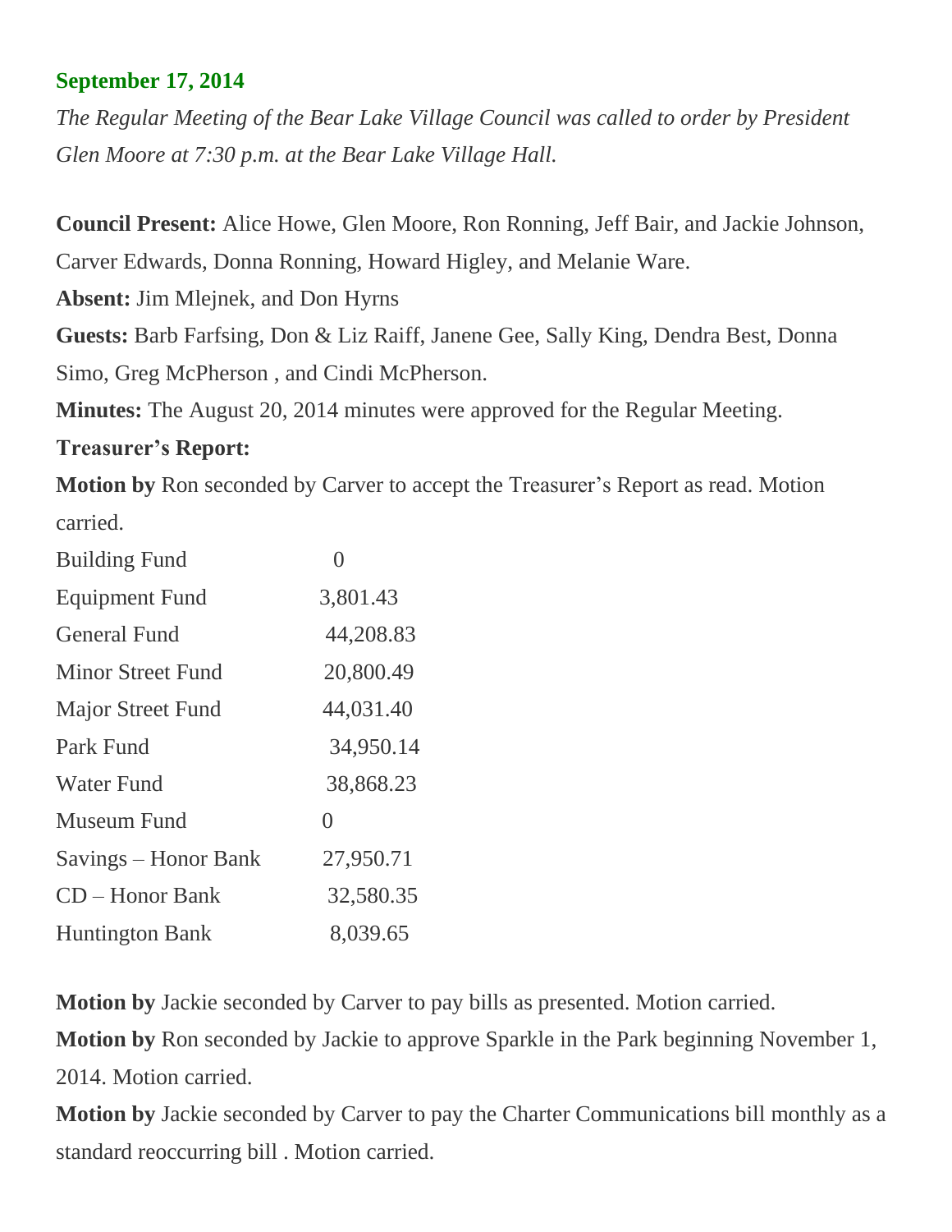**September 17, 2014**

*The Regular Meeting of the Bear Lake Village Council was called to order by President Glen Moore at 7:30 p.m. at the Bear Lake Village Hall.*

**Council Present:** Alice Howe, Glen Moore, Ron Ronning, Jeff Bair, and Jackie Johnson, Carver Edwards, Donna Ronning, Howard Higley, and Melanie Ware.

**Absent:** Jim Mlejnek, and Don Hyrns

**Guests:** Barb Farfsing, Don & Liz Raiff, Janene Gee, Sally King, Dendra Best, Donna Simo, Greg McPherson , and Cindi McPherson.

**Minutes:** The August 20, 2014 minutes were approved for the Regular Meeting.

**Treasurer's Report:**

**Motion by** Ron seconded by Carver to accept the Treasurer's Report as read. Motion carried.

| | |
|---|---|
| Building Fund | 0 |
| Equipment Fund | 3,801.43 |
| General Fund | 44,208.83 |
| Minor Street Fund | 20,800.49 |
| Major Street Fund | 44,031.40 |
| Park Fund | 34,950.14 |
| Water Fund | 38,868.23 |
| Museum Fund | 0 |
| Savings – Honor Bank | 27,950.71 |
| CD – Honor Bank | 32,580.35 |
| Huntington Bank | 8,039.65 |

**Motion by** Jackie seconded by Carver to pay bills as presented. Motion carried.

**Motion by** Ron seconded by Jackie to approve Sparkle in the Park beginning November 1, 2014. Motion carried.

**Motion by** Jackie seconded by Carver to pay the Charter Communications bill monthly as a standard reoccurring bill . Motion carried.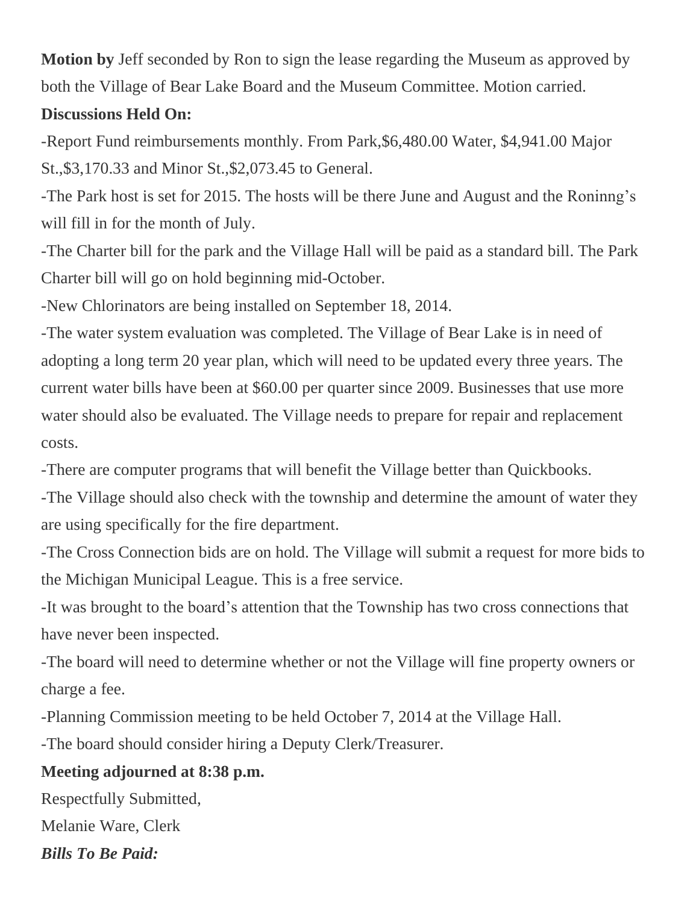**Motion by** Jeff seconded by Ron to sign the lease regarding the Museum as approved by both the Village of Bear Lake Board and the Museum Committee. Motion carried.

**Discussions Held On:**

-Report Fund reimbursements monthly. From Park,$6,480.00 Water, $4,941.00 Major St.,$3,170.33 and Minor St.,$2,073.45 to General.

-The Park host is set for 2015. The hosts will be there June and August and the Roninng's will fill in for the month of July.

-The Charter bill for the park and the Village Hall will be paid as a standard bill. The Park Charter bill will go on hold beginning mid-October.

-New Chlorinators are being installed on September 18, 2014.

-The water system evaluation was completed. The Village of Bear Lake is in need of adopting a long term 20 year plan, which will need to be updated every three years. The current water bills have been at $60.00 per quarter since 2009. Businesses that use more water should also be evaluated. The Village needs to prepare for repair and replacement costs.

-There are computer programs that will benefit the Village better than Quickbooks.

-The Village should also check with the township and determine the amount of water they are using specifically for the fire department.

-The Cross Connection bids are on hold. The Village will submit a request for more bids to the Michigan Municipal League. This is a free service.

-It was brought to the board's attention that the Township has two cross connections that have never been inspected.

-The board will need to determine whether or not the Village will fine property owners or charge a fee.

-Planning Commission meeting to be held October 7, 2014 at the Village Hall.

-The board should consider hiring a Deputy Clerk/Treasurer.

**Meeting adjourned at 8:38 p.m.**

Respectfully Submitted,

Melanie Ware, Clerk

***Bills To Be Paid:***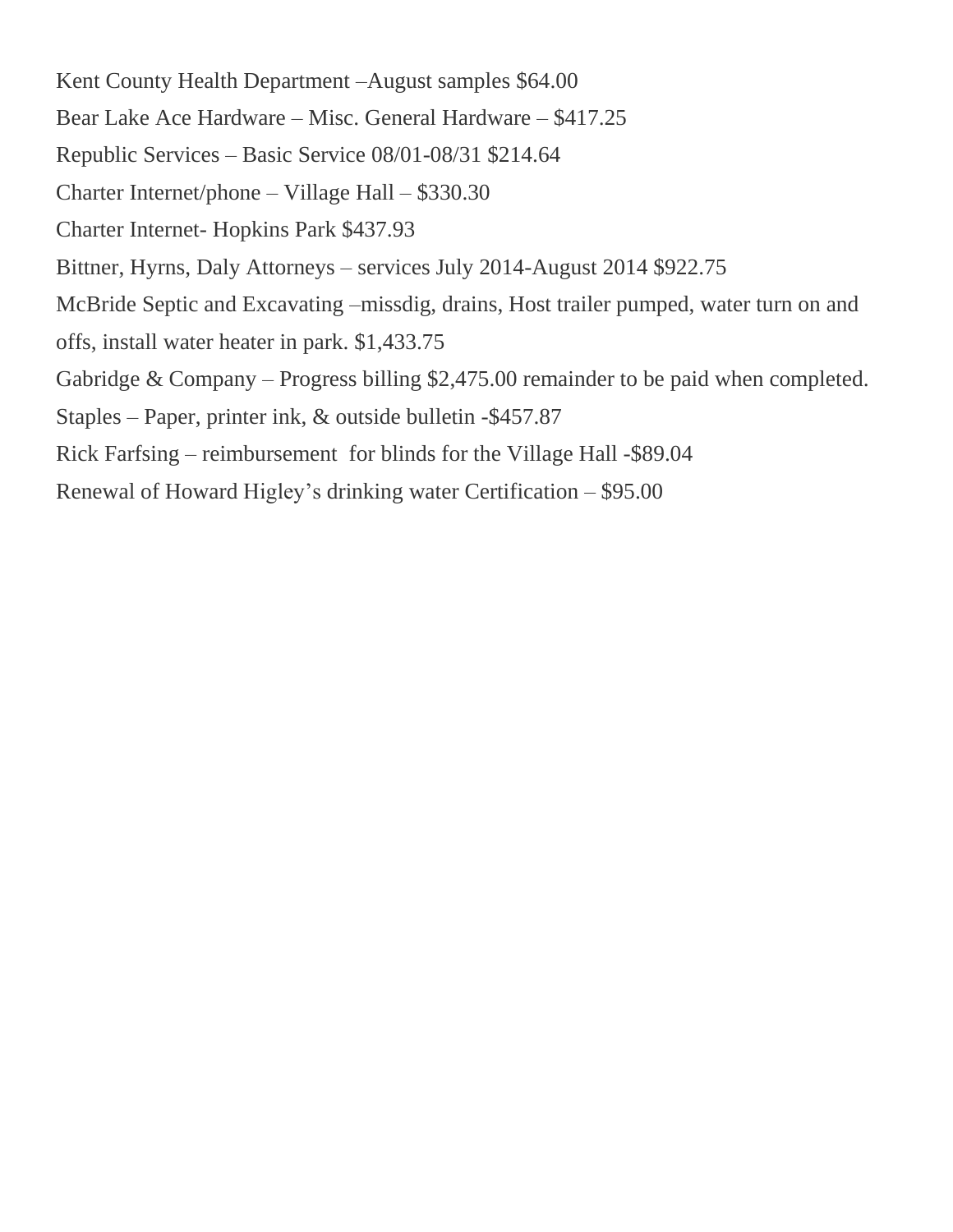Kent County Health Department –August samples $64.00

Bear Lake Ace Hardware – Misc. General Hardware – $417.25

Republic Services – Basic Service 08/01-08/31 $214.64

Charter Internet/phone – Village Hall – $330.30

Charter Internet- Hopkins Park $437.93

Bittner, Hyrns, Daly Attorneys – services July 2014-August 2014 $922.75

McBride Septic and Excavating –missdig, drains, Host trailer pumped, water turn on and offs, install water heater in park. $1,433.75

Gabridge & Company – Progress billing $2,475.00 remainder to be paid when completed.

Staples – Paper, printer ink, & outside bulletin -$457.87

Rick Farfsing – reimbursement for blinds for the Village Hall -$89.04

Renewal of Howard Higley's drinking water Certification – $95.00